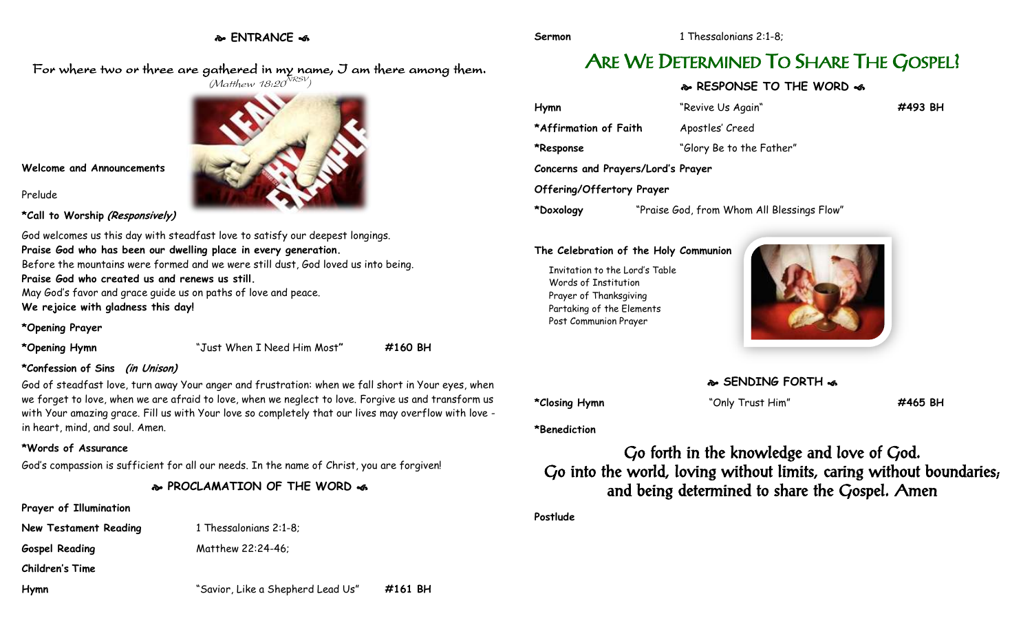## ENTRANCE

*For where two or three are gathered in my name, I am there among them.*
*(Matthew 18:20 NRSV)*

**Welcome and Announcements**

Prelude

***Call to Worship** ***(Responsively)***

God welcomes us this day with steadfast love to satisfy our deepest longings.
**Praise God who has been our dwelling place in every generation.**
Before the mountains were formed and we were still dust, God loved us into being.
**Praise God who created us and renews us still.**
May God's favor and grace guide us on paths of love and peace.
**We rejoice with gladness this day!**

***Opening Prayer**

***Opening Hymn** "Just When I Need Him Most" **#160 BH**

***Confession of Sins** ***(in Unison)***

God of steadfast love, turn away Your anger and frustration: when we fall short in Your eyes, when we forget to love, when we are afraid to love, when we neglect to love. Forgive us and transform us with Your amazing grace. Fill us with Your love so completely that our lives may overflow with love - in heart, mind, and soul. Amen.

***Words of Assurance**

God's compassion is sufficient for all our needs. In the name of Christ, you are forgiven!

## PROCLAMATION OF THE WORD

**Prayer of Illumination**

**New Testament Reading** 1 Thessalonians 2:1-8;

**Gospel Reading** Matthew 22:24-46;

**Children's Time**

**Hymn** "Savior, Like a Shepherd Lead Us" **#161 BH**

**Sermon** 1 Thessalonians 2:1-8;

# ARE WE DETERMINED TO SHARE THE GOSPEL?

## RESPONSE TO THE WORD

**Hymn** "Revive Us Again" **#493 BH**

***Affirmation of Faith** Apostles' Creed

***Response** "Glory Be to the Father"

**Concerns and Prayers/Lord's Prayer**

**Offering/Offertory Prayer**

***Doxology** "Praise God, from Whom All Blessings Flow"

**The Celebration of the Holy Communion**

Invitation to the Lord's Table
Words of Institution
Prayer of Thanksgiving
Partaking of the Elements
Post Communion Prayer

## SENDING FORTH

***Closing Hymn** "Only Trust Him" **#465 BH**

***Benediction**

*Go forth in the knowledge and love of God.*
*Go into the world, loving without limits, caring without boundaries; and being determined to share the Gospel. Amen*

**Postlude**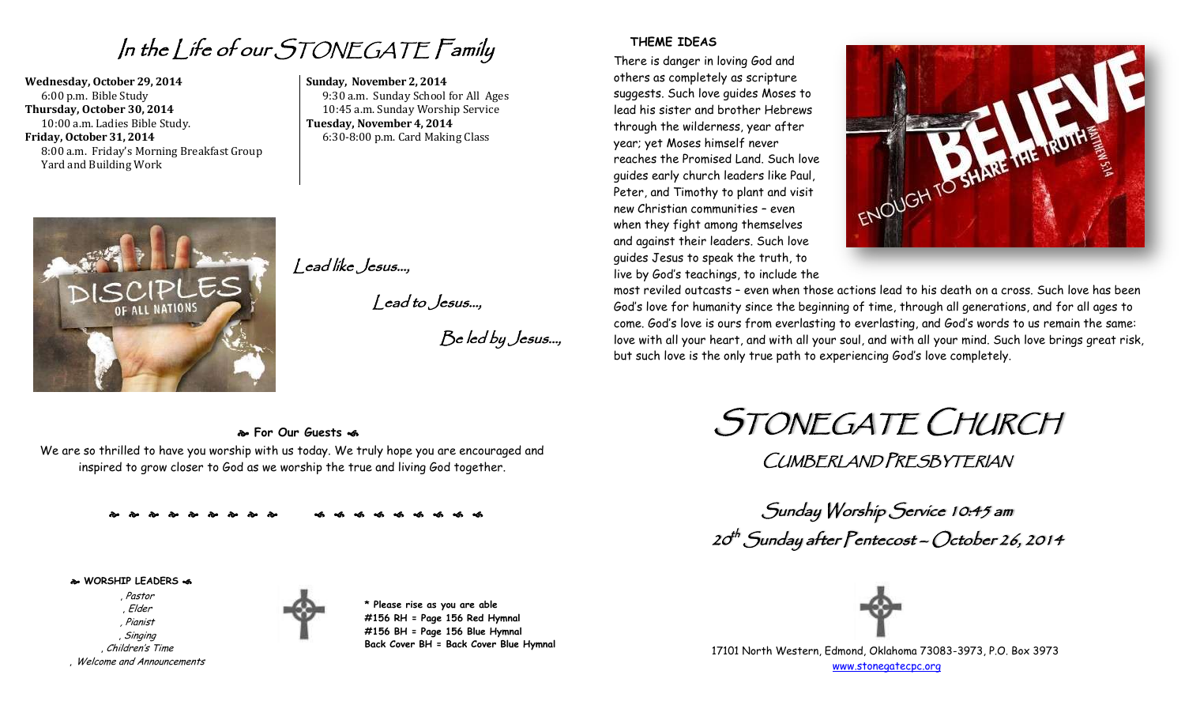# In the Life of our STONEGATE Family

**Wednesday, October 29, 2014**
6:00 p.m. Bible Study
**Thursday, October 30, 2014**
10:00 a.m. Ladies Bible Study.
**Friday, October 31, 2014**
8:00 a.m. Friday's Morning Breakfast Group
Yard and Building Work

**Sunday, November 2, 2014**
9:30 a.m. Sunday School for All Ages
10:45 a.m. Sunday Worship Service
**Tuesday, November 4, 2014**
6:30-8:00 p.m. Card Making Class

Lead like Jesus...,

Lead to Jesus...,

Be led by Jesus...,

**❧ For Our Guests ☙**

We are so thrilled to have you worship with us today. We truly hope you are encouraged and inspired to grow closer to God as we worship the true and living God together.

❧ ❧ ❧ ❧ ❧ ❧ ❧ ❧ ❧ ☙ ☙ ☙ ☙ ☙ ☙ ☙ ☙ ☙

**❧ WORSHIP LEADERS ☙**

*, Pastor*
*, Elder*
*, Pianist*
*, Singing*
*, Children's Time*
*, Welcome and Announcements*

**\* Please rise as you are able**
**#156 RH = Page 156 Red Hymnal**
**#156 BH = Page 156 Blue Hymnal**
**Back Cover BH = Back Cover Blue Hymnal**

**THEME IDEAS**

There is danger in loving God and others as completely as scripture suggests. Such love guides Moses to lead his sister and brother Hebrews through the wilderness, year after year; yet Moses himself never reaches the Promised Land. Such love guides early church leaders like Paul, Peter, and Timothy to plant and visit new Christian communities – even when they fight among themselves and against their leaders. Such love guides Jesus to speak the truth, to live by God's teachings, to include the most reviled outcasts – even when those actions lead to his death on a cross. Such love has been God's love for humanity since the beginning of time, through all generations, and for all ages to come. God's love is ours from everlasting to everlasting, and God's words to us remain the same: love with all your heart, and with all your soul, and with all your mind. Such love brings great risk, but such love is the only true path to experiencing God's love completely.

# STONEGATE CHURCH

## CUMBERLAND PRESBYTERIAN

Sunday Worship Service 10:45 am

20th Sunday after Pentecost – October 26, 2014

17101 North Western, Edmond, Oklahoma 73083-3973, P.O. Box 3973
www.stonegatecpc.org